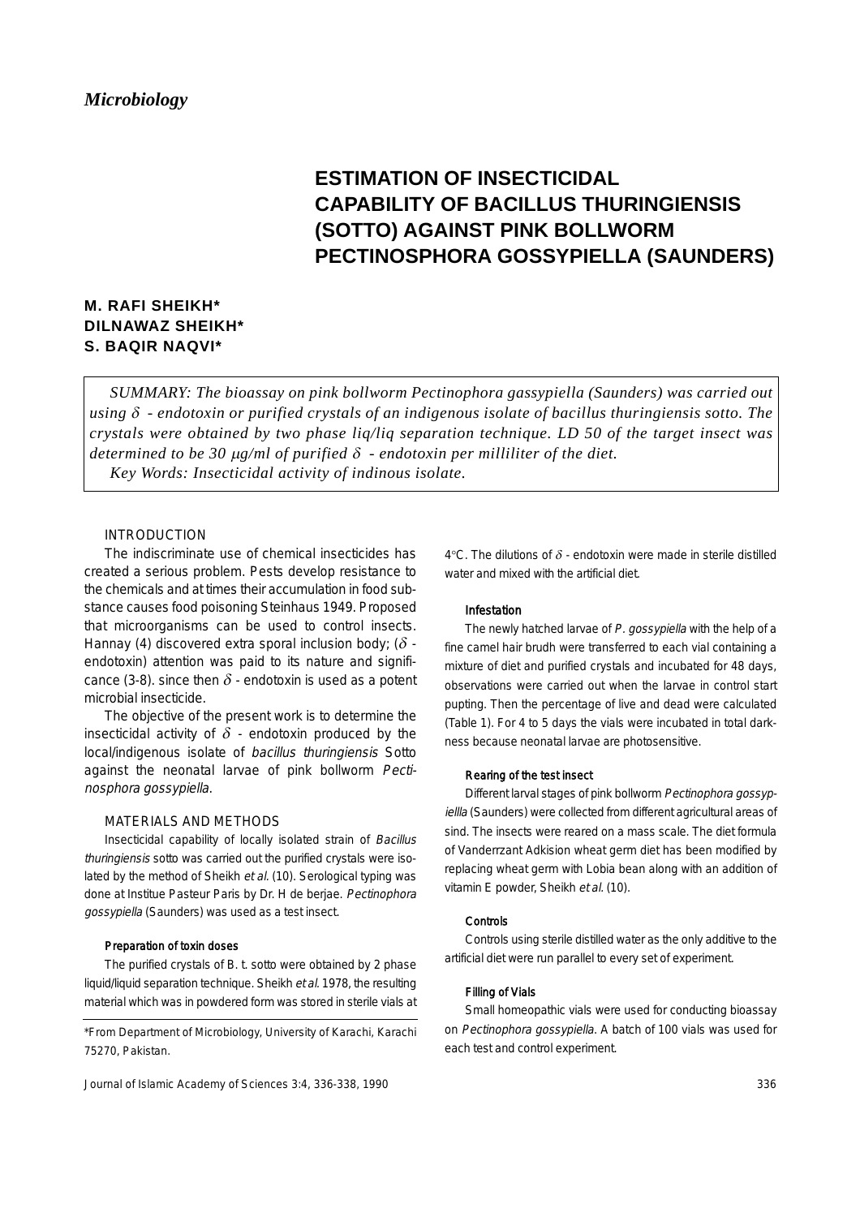*Microbiology*

# ESTIMATION OF INSECTICIDAL CAPABILITY OF BACILLUS THURINGIENSIS (SOTTO) AGAINST PINK BOLLWORM PECTINOSPHORA GOSSYPIELLA (SAUNDERS)

**M. RAFI SHEIKH\***
**DILNAWAZ SHEIKH\***
**S. BAQIR NAQVI\***

*SUMMARY: The bioassay on pink bollworm Pectinophora gassypiella (Saunders) was carried out using δ - endotoxin or purified crystals of an indigenous isolate of bacillus thuringiensis sotto. The crystals were obtained by two phase liq/liq separation technique. LD 50 of the target insect was determined to be 30 μg/ml of purified δ - endotoxin per milliliter of the diet.*

*Key Words: Insecticidal activity of indinous isolate.*

## INTRODUCTION

The indiscriminate use of chemical insecticides has created a serious problem. Pests develop resistance to the chemicals and at times their accumulation in food substance causes food poisoning Steinhaus 1949. Proposed that microorganisms can be used to control insects. Hannay (4) discovered extra sporal inclusion body; (δ - endotoxin) attention was paid to its nature and significance (3-8). since then δ - endotoxin is used as a potent microbial insecticide.

The objective of the present work is to determine the insecticidal activity of δ - endotoxin produced by the local/indigenous isolate of *bacillus thuringiensis* Sotto against the neonatal larvae of pink bollworm *Pectinosphora gossypiella*.

## MATERIALS AND METHODS

Insecticidal capability of locally isolated strain of *Bacillus thuringiensis* sotto was carried out the purified crystals were isolated by the method of Sheikh *et al*. (10). Serological typing was done at Institue Pasteur Paris by Dr. H de berjae. *Pectinophora gossypiella* (Saunders) was used as a test insect.

### Preparation of toxin doses

The purified crystals of B. t. sotto were obtained by 2 phase liquid/liquid separation technique. Sheikh *et al*. 1978, the resulting material which was in powdered form was stored in sterile vials at 4°C. The dilutions of δ - endotoxin were made in sterile distilled water and mixed with the artificial diet.

### Infestation

The newly hatched larvae of *P. gossypiella* with the help of a fine camel hair brudh were transferred to each vial containing a mixture of diet and purified crystals and incubated for 48 days, observations were carried out when the larvae in control start pupting. Then the percentage of live and dead were calculated (Table 1). For 4 to 5 days the vials were incubated in total darkness because neonatal larvae are photosensitive.

### Rearing of the test insect

Different larval stages of pink bollworm *Pectinophora gossypiellla* (Saunders) were collected from different agricultural areas of sind. The insects were reared on a mass scale. The diet formula of Vanderrzant Adkision wheat germ diet has been modified by replacing wheat germ with Lobia bean along with an addition of vitamin E powder, Sheikh *et al*. (10).

### Controls

Controls using sterile distilled water as the only additive to the artificial diet were run parallel to every set of experiment.

### Filling of Vials

Small homeopathic vials were used for conducting bioassay on *Pectinophora gossypiella*. A batch of 100 vials was used for each test and control experiment.

\*From Department of Microbiology, University of Karachi, Karachi 75270, Pakistan.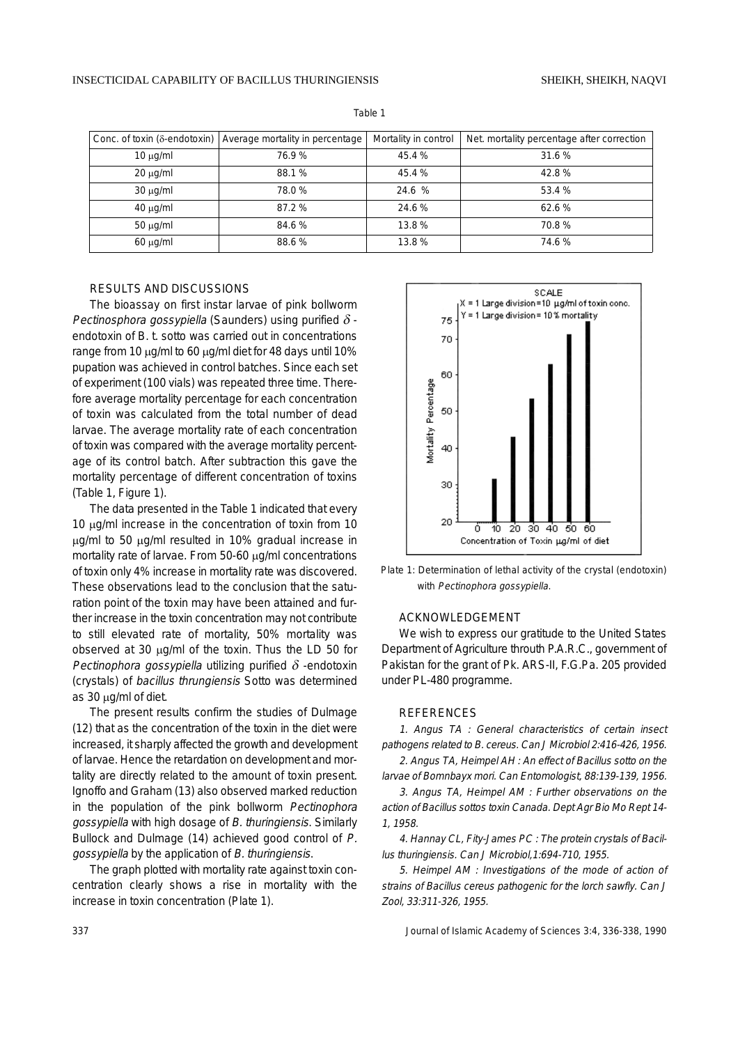Table 1

| Conc. of toxin (δ-endotoxin) | Average mortality in percentage | Mortality in control | Net. mortality percentage after correction |
|---|---|---|---|
| 10 μg/ml | 76.9 % | 45.4 % | 31.6 % |
| 20 μg/ml | 88.1 % | 45.4 % | 42.8 % |
| 30 μg/ml | 78.0 % | 24.6 % | 53.4 % |
| 40 μg/ml | 87.2 % | 24.6 % | 62.6 % |
| 50 μg/ml | 84.6 % | 13.8 % | 70.8 % |
| 60 μg/ml | 88.6 % | 13.8 % | 74.6 % |

## RESULTS AND DISCUSSIONS

The bioassay on first instar larvae of pink bollworm *Pectinosphora gossypiella* (Saunders) using purified $\delta$-endotoxin of B. t. sotto was carried out in concentrations range from 10 μg/ml to 60 μg/ml diet for 48 days until 10% pupation was achieved in control batches. Since each set of experiment (100 vials) was repeated three time. Therefore average mortality percentage for each concentration of toxin was calculated from the total number of dead larvae. The average mortality rate of each concentration of toxin was compared with the average mortality percentage of its control batch. After subtraction this gave the mortality percentage of different concentration of toxins (Table 1, Figure 1).

The data presented in the Table 1 indicated that every 10 μg/ml increase in the concentration of toxin from 10 μg/ml to 50 μg/ml resulted in 10% gradual increase in mortality rate of larvae. From 50-60 μg/ml concentrations of toxin only 4% increase in mortality rate was discovered. These observations lead to the conclusion that the saturation point of the toxin may have been attained and further increase in the toxin concentration may not contribute to still elevated rate of mortality, 50% mortality was observed at 30 μg/ml of the toxin. Thus the LD 50 for *Pectinophora gossypiella* utilizing purified $\delta$-endotoxin (crystals) of *bacillus thrungiensis* Sotto was determined as 30 μg/ml of diet.

The present results confirm the studies of Dulmage (12) that as the concentration of the toxin in the diet were increased, it sharply affected the growth and development of larvae. Hence the retardation on development and mortality are directly related to the amount of toxin present. Ignoffo and Graham (13) also observed marked reduction in the population of the pink bollworm *Pectinophora gossypiella* with high dosage of *B. thuringiensis*. Similarly Bullock and Dulmage (14) achieved good control of *P. gossypiella* by the application of *B. thuringiensis*.

The graph plotted with mortality rate against toxin concentration clearly shows a rise in mortality with the increase in toxin concentration (Plate 1).

SCALE
X = 1 Large division=10 μg/ml of toxin conc.
Y = 1 Large division= 10% mortality
Mortality Percentage
Concentration of Toxin μg/ml of diet

Plate 1: Determination of lethal activity of the crystal (endotoxin) with *Pectinophora gossypiella*.

## ACKNOWLEDGEMENT

We wish to express our gratitude to the United States Department of Agriculture throuth P.A.R.C., government of Pakistan for the grant of Pk. ARS-II, F.G.Pa. 205 provided under PL-480 programme.

## REFERENCES

*1. Angus TA : General characteristics of certain insect pathogens related to B. cereus. Can J Microbiol 2:416-426, 1956.*

*2. Angus TA, Heimpel AH : An effect of Bacillus sotto on the larvae of Bomnbayx mori. Can Entomologist, 88:139-139, 1956.*

*3. Angus TA, Heimpel AM : Further observations on the action of Bacillus sottos toxin Canada. Dept Agr Bio Mo Rept 14-1, 1958.*

*4. Hannay CL, Fity-James PC : The protein crystals of Bacillus thuringiensis. Can J Microbiol,1:694-710, 1955.*

*5. Heimpel AM : Investigations of the mode of action of strains of Bacillus cereus pathogenic for the lorch sawfly. Can J Zool, 33:311-326, 1955.*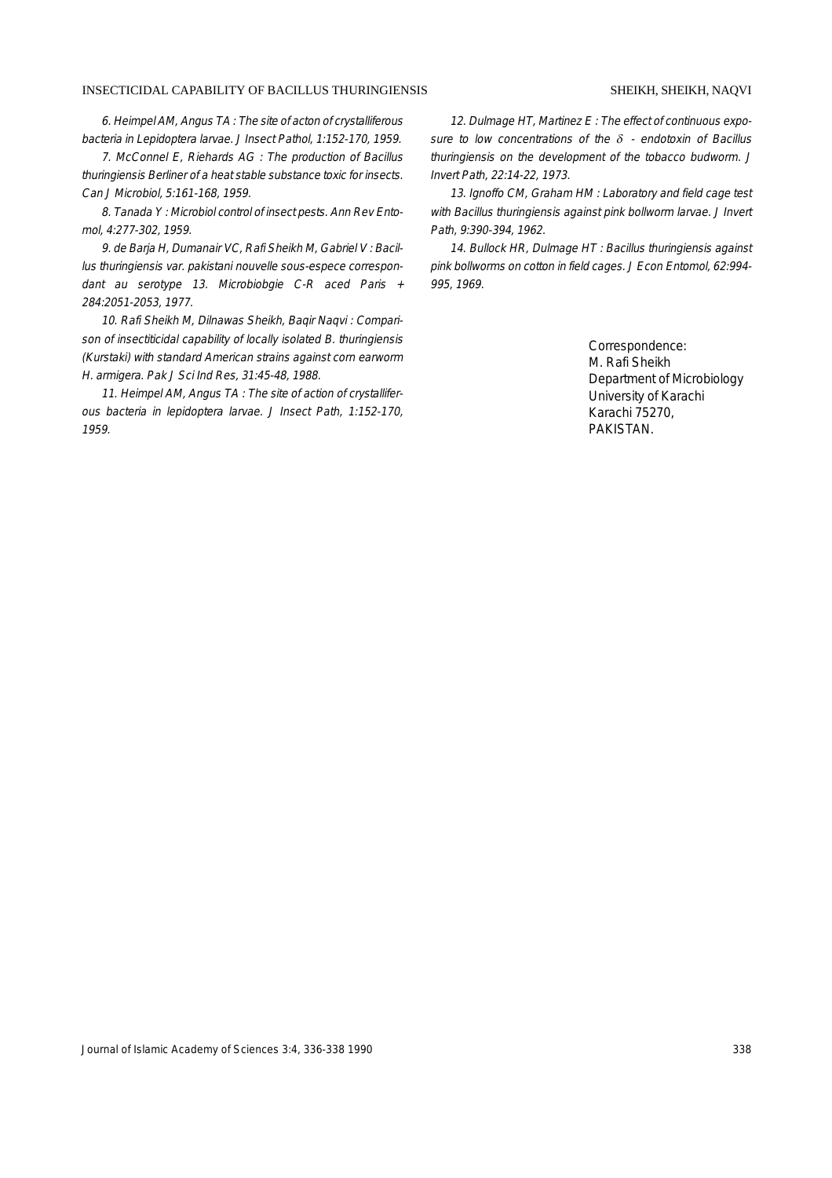*6. Heimpel AM, Angus TA : The site of acton of crystalliferous bacteria in Lepidoptera larvae. J Insect Pathol, 1:152-170, 1959.*

*7. McConnel E, Riehards AG : The production of Bacillus thuringiensis Berliner of a heat stable substance toxic for insects. Can J Microbiol, 5:161-168, 1959.*

*8. Tanada Y : Microbiol control of insect pests. Ann Rev Entomol, 4:277-302, 1959.*

*9. de Barja H, Dumanair VC, Rafi Sheikh M, Gabriel V : Bacillus thuringiensis var. pakistani nouvelle sous-espece correspondant au serotype 13. Microbiobgie C-R aced Paris + 284:2051-2053, 1977.*

*10. Rafi Sheikh M, Dilnawas Sheikh, Baqir Naqvi : Comparison of insectiticidal capability of locally isolated B. thuringiensis (Kurstaki) with standard American strains against corn earworm H. armigera. Pak J Sci Ind Res, 31:45-48, 1988.*

*11. Heimpel AM, Angus TA : The site of action of crystalliferous bacteria in lepidoptera larvae. J Insect Path, 1:152-170, 1959.*

*12. Dulmage HT, Martinez E : The effect of continuous exposure to low concentrations of the $\delta$ - endotoxin of Bacillus thuringiensis on the development of the tobacco budworm. J Invert Path, 22:14-22, 1973.*

*13. Ignoffo CM, Graham HM : Laboratory and field cage test with Bacillus thuringiensis against pink bollworm larvae. J Invert Path, 9:390-394, 1962.*

*14. Bullock HR, Dulmage HT : Bacillus thuringiensis against pink bollworms on cotton in field cages. J Econ Entomol, 62:994-995, 1969.*

Correspondence:
M. Rafi Sheikh
Department of Microbiology
University of Karachi
Karachi 75270,
PAKISTAN.